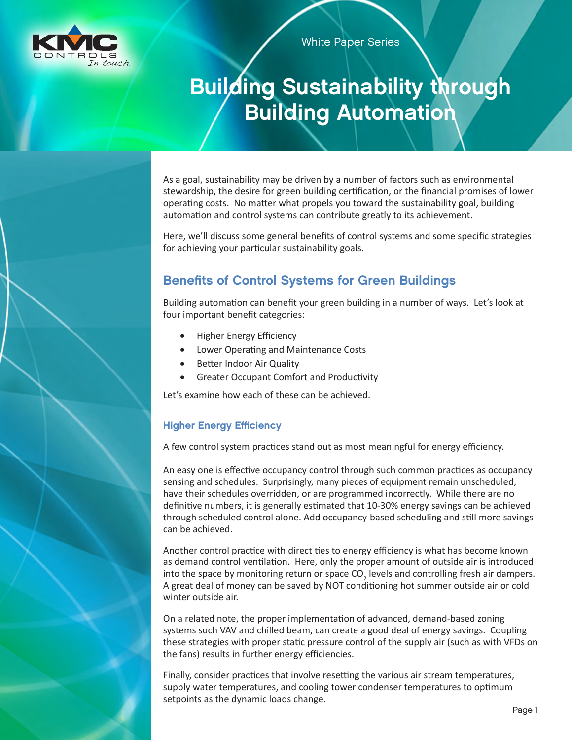White Paper Series

# Building Sustainability through Building Automation

As a goal, sustainability may be driven by a number of factors such as environmental stewardship, the desire for green building certification, or the financial promises of lower operating costs. No matter what propels you toward the sustainability goal, building automation and control systems can contribute greatly to its achievement.

Here, we'll discuss some general benefits of control systems and some specific strategies for achieving your particular sustainability goals.

## Benefits of Control Systems for Green Buildings

Building automation can benefit your green building in a number of ways. Let's look at four important benefit categories:

- Higher Energy Efficiency
- Lower Operating and Maintenance Costs
- Better Indoor Air Quality
- Greater Occupant Comfort and Productivity

Let's examine how each of these can be achieved.

### Higher Energy Efficiency

A few control system practices stand out as most meaningful for energy efficiency.

An easy one is effective occupancy control through such common practices as occupancy sensing and schedules. Surprisingly, many pieces of equipment remain unscheduled, have their schedules overridden, or are programmed incorrectly. While there are no definitive numbers, it is generally estimated that 10-30% energy savings can be achieved through scheduled control alone. Add occupancy-based scheduling and still more savings can be achieved.

Another control practice with direct ties to energy efficiency is what has become known as demand control ventilation. Here, only the proper amount of outside air is introduced into the space by monitoring return or space $CO_2$ levels and controlling fresh air dampers. A great deal of money can be saved by NOT conditioning hot summer outside air or cold winter outside air.

On a related note, the proper implementation of advanced, demand-based zoning systems such VAV and chilled beam, can create a good deal of energy savings. Coupling these strategies with proper static pressure control of the supply air (such as with VFDs on the fans) results in further energy efficiencies.

Finally, consider practices that involve resetting the various air stream temperatures, supply water temperatures, and cooling tower condenser temperatures to optimum setpoints as the dynamic loads change.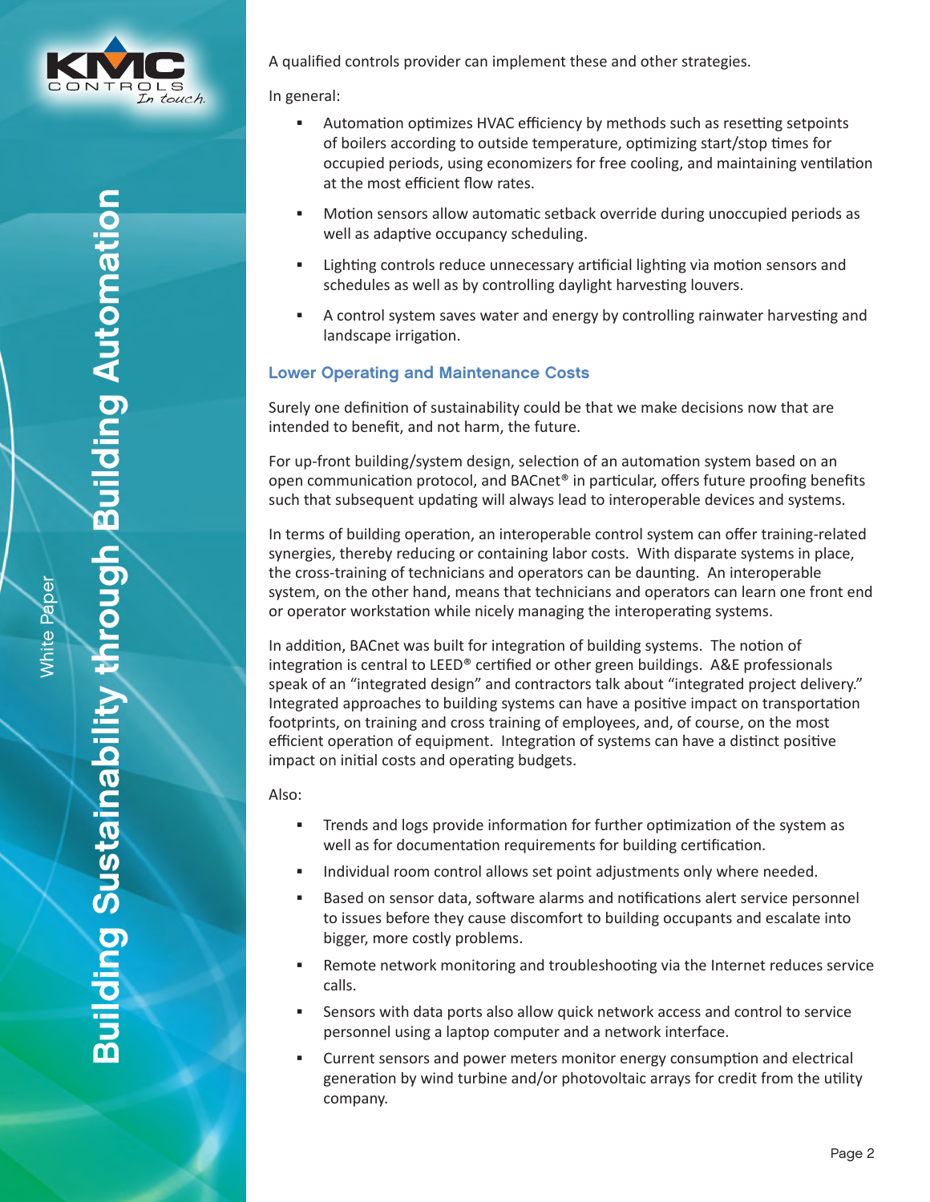A qualified controls provider can implement these and other strategies.

In general:

- Automation optimizes HVAC efficiency by methods such as resetting setpoints of boilers according to outside temperature, optimizing start/stop times for occupied periods, using economizers for free cooling, and maintaining ventilation at the most efficient flow rates.
- Motion sensors allow automatic setback override during unoccupied periods as well as adaptive occupancy scheduling.
- Lighting controls reduce unnecessary artificial lighting via motion sensors and schedules as well as by controlling daylight harvesting louvers.
- A control system saves water and energy by controlling rainwater harvesting and landscape irrigation.

### Lower Operating and Maintenance Costs

Surely one definition of sustainability could be that we make decisions now that are intended to benefit, and not harm, the future.

For up-front building/system design, selection of an automation system based on an open communication protocol, and BACnet® in particular, offers future proofing benefits such that subsequent updating will always lead to interoperable devices and systems.

In terms of building operation, an interoperable control system can offer training-related synergies, thereby reducing or containing labor costs. With disparate systems in place, the cross-training of technicians and operators can be daunting. An interoperable system, on the other hand, means that technicians and operators can learn one front end or operator workstation while nicely managing the interoperating systems.

In addition, BACnet was built for integration of building systems. The notion of integration is central to LEED® certified or other green buildings. A&E professionals speak of an "integrated design" and contractors talk about "integrated project delivery." Integrated approaches to building systems can have a positive impact on transportation footprints, on training and cross training of employees, and, of course, on the most efficient operation of equipment. Integration of systems can have a distinct positive impact on initial costs and operating budgets.

Also:

- Trends and logs provide information for further optimization of the system as well as for documentation requirements for building certification.
- Individual room control allows set point adjustments only where needed.
- Based on sensor data, software alarms and notifications alert service personnel to issues before they cause discomfort to building occupants and escalate into bigger, more costly problems.
- Remote network monitoring and troubleshooting via the Internet reduces service calls.
- Sensors with data ports also allow quick network access and control to service personnel using a laptop computer and a network interface.
- Current sensors and power meters monitor energy consumption and electrical generation by wind turbine and/or photovoltaic arrays for credit from the utility company.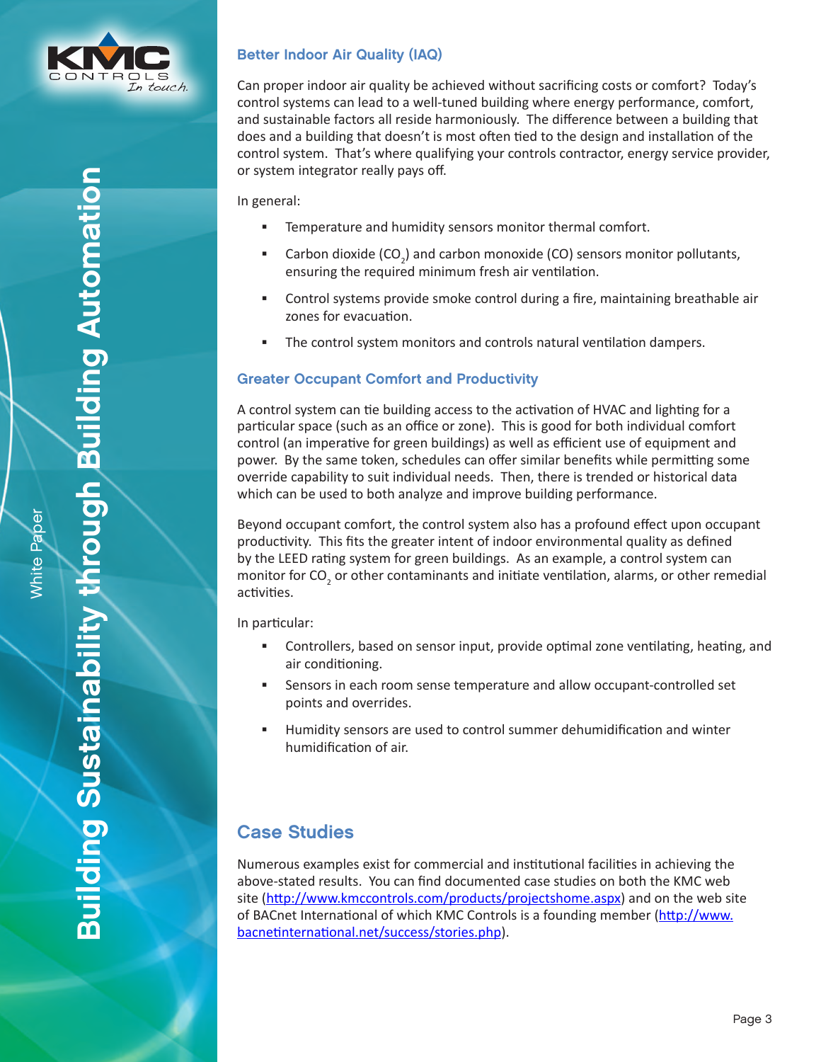### Better Indoor Air Quality (IAQ)

Can proper indoor air quality be achieved without sacrificing costs or comfort? Today's control systems can lead to a well-tuned building where energy performance, comfort, and sustainable factors all reside harmoniously. The difference between a building that does and a building that doesn't is most often tied to the design and installation of the control system. That's where qualifying your controls contractor, energy service provider, or system integrator really pays off.

In general:

- Temperature and humidity sensors monitor thermal comfort.
- Carbon dioxide ($CO_2$) and carbon monoxide (CO) sensors monitor pollutants, ensuring the required minimum fresh air ventilation.
- Control systems provide smoke control during a fire, maintaining breathable air zones for evacuation.
- The control system monitors and controls natural ventilation dampers.

### Greater Occupant Comfort and Productivity

A control system can tie building access to the activation of HVAC and lighting for a particular space (such as an office or zone). This is good for both individual comfort control (an imperative for green buildings) as well as efficient use of equipment and power. By the same token, schedules can offer similar benefits while permitting some override capability to suit individual needs. Then, there is trended or historical data which can be used to both analyze and improve building performance.

Beyond occupant comfort, the control system also has a profound effect upon occupant productivity. This fits the greater intent of indoor environmental quality as defined by the LEED rating system for green buildings. As an example, a control system can monitor for $CO_2$ or other contaminants and initiate ventilation, alarms, or other remedial activities.

In particular:

- Controllers, based on sensor input, provide optimal zone ventilating, heating, and air conditioning.
- Sensors in each room sense temperature and allow occupant-controlled set points and overrides.
- Humidity sensors are used to control summer dehumidification and winter humidification of air.

## Case Studies

Numerous examples exist for commercial and institutional facilities in achieving the above-stated results. You can find documented case studies on both the KMC web site (http://www.kmccontrols.com/products/projectshome.aspx) and on the web site of BACnet International of which KMC Controls is a founding member (http://www.bacnetinternational.net/success/stories.php).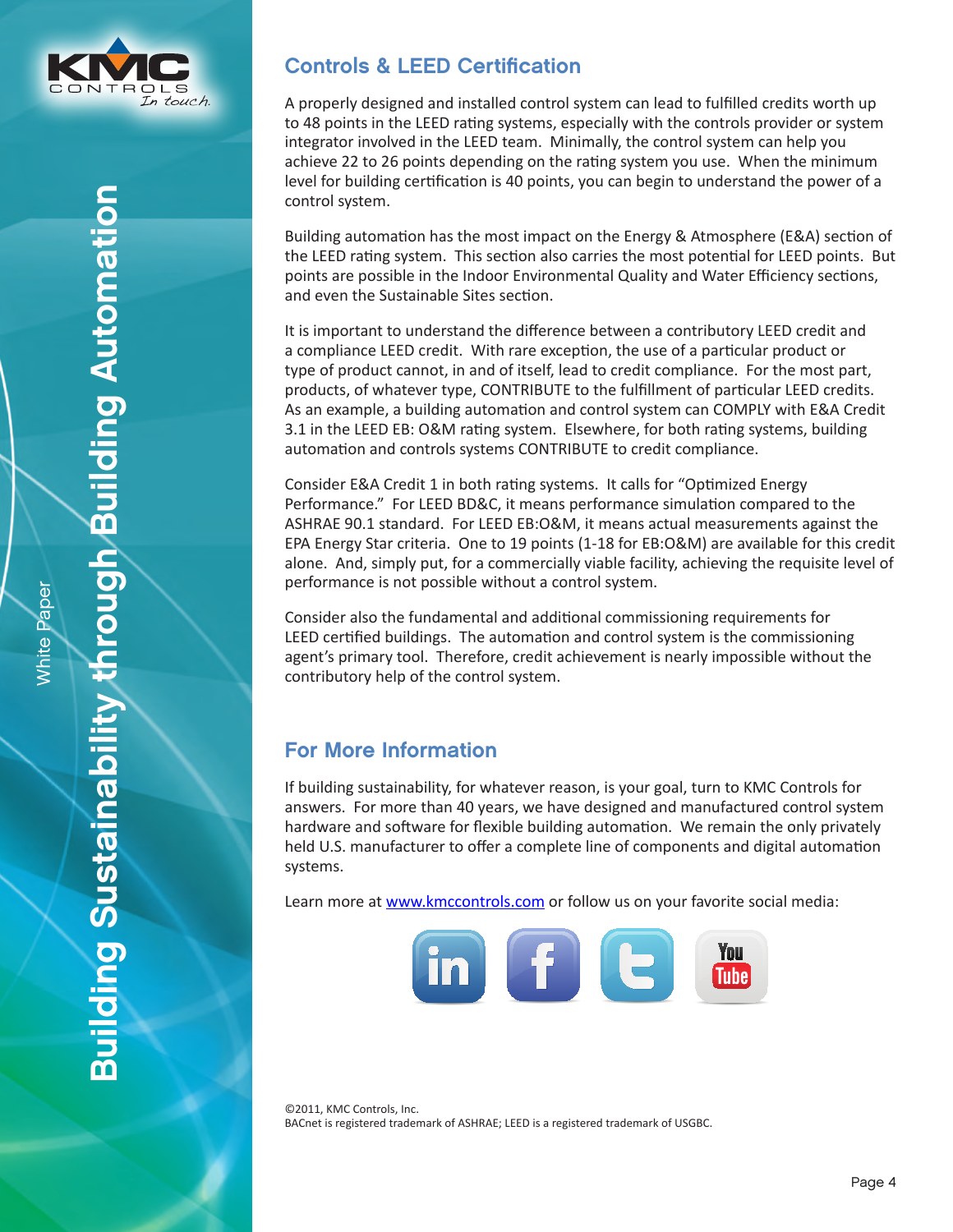## Controls & LEED Certification

A properly designed and installed control system can lead to fulfilled credits worth up to 48 points in the LEED rating systems, especially with the controls provider or system integrator involved in the LEED team. Minimally, the control system can help you achieve 22 to 26 points depending on the rating system you use. When the minimum level for building certification is 40 points, you can begin to understand the power of a control system.

Building automation has the most impact on the Energy & Atmosphere (E&A) section of the LEED rating system. This section also carries the most potential for LEED points. But points are possible in the Indoor Environmental Quality and Water Efficiency sections, and even the Sustainable Sites section.

It is important to understand the difference between a contributory LEED credit and a compliance LEED credit. With rare exception, the use of a particular product or type of product cannot, in and of itself, lead to credit compliance. For the most part, products, of whatever type, CONTRIBUTE to the fulfillment of particular LEED credits. As an example, a building automation and control system can COMPLY with E&A Credit 3.1 in the LEED EB: O&M rating system. Elsewhere, for both rating systems, building automation and controls systems CONTRIBUTE to credit compliance.

Consider E&A Credit 1 in both rating systems. It calls for "Optimized Energy Performance." For LEED BD&C, it means performance simulation compared to the ASHRAE 90.1 standard. For LEED EB:O&M, it means actual measurements against the EPA Energy Star criteria. One to 19 points (1-18 for EB:O&M) are available for this credit alone. And, simply put, for a commercially viable facility, achieving the requisite level of performance is not possible without a control system.

Consider also the fundamental and additional commissioning requirements for LEED certified buildings. The automation and control system is the commissioning agent's primary tool. Therefore, credit achievement is nearly impossible without the contributory help of the control system.

## For More Information

If building sustainability, for whatever reason, is your goal, turn to KMC Controls for answers. For more than 40 years, we have designed and manufactured control system hardware and software for flexible building automation. We remain the only privately held U.S. manufacturer to offer a complete line of components and digital automation systems.

Learn more at www.kmccontrols.com or follow us on your favorite social media:

©2011, KMC Controls, Inc.
BACnet is registered trademark of ASHRAE; LEED is a registered trademark of USGBC.